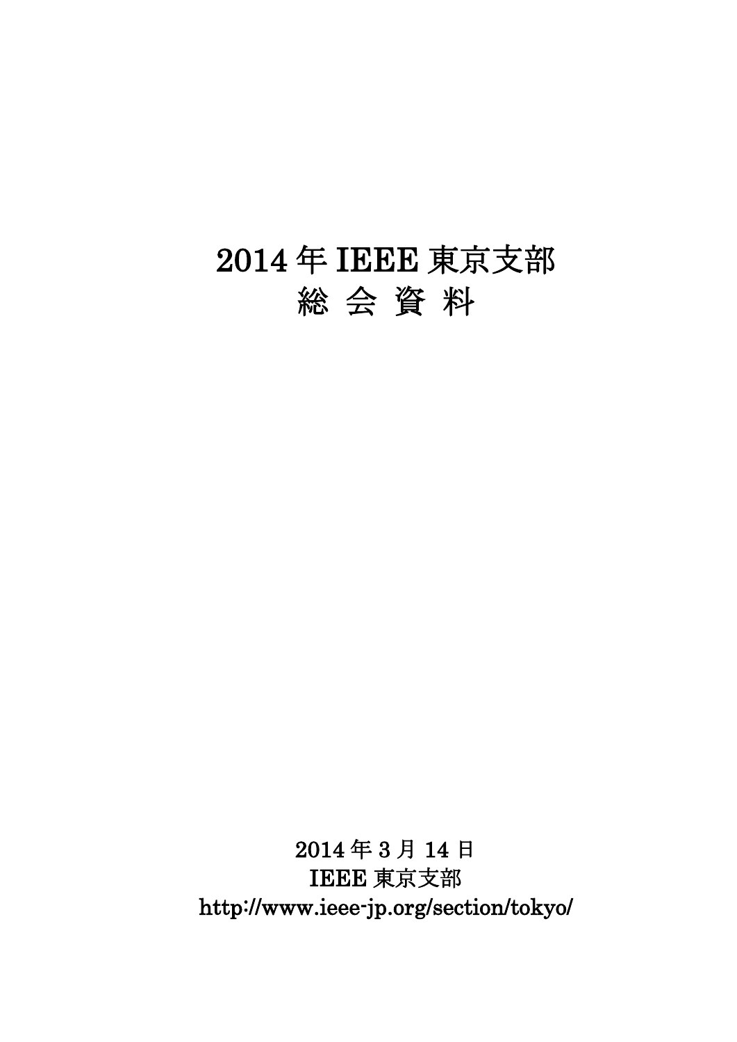# 2014 年 IEEE 東京支部
# 総 会 資 料

2014 年 3 月 14 日

IEEE 東京支部

http://www.ieee-jp.org/section/tokyo/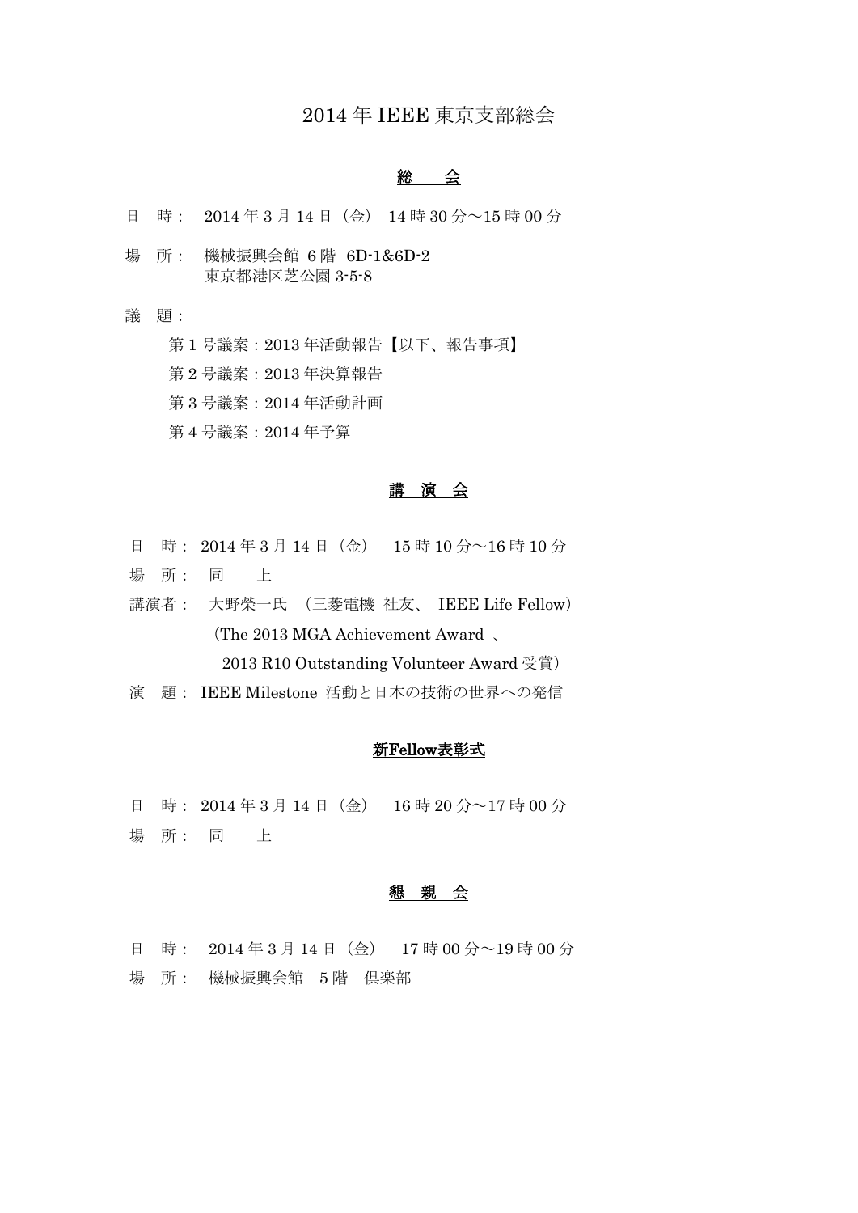# 2014 年 IEEE 東京支部総会

## <u>総　　会</u>

日　時：　2014 年 3 月 14 日（金）　14 時 30 分～15 時 00 分

場　所：　機械振興会館 6 階　6D-1&6D-2
　　　　　東京都港区芝公園 3-5-8

議　題：

第 1 号議案：2013 年活動報告【以下、報告事項】

第 2 号議案：2013 年決算報告

第 3 号議案：2014 年活動計画

第 4 号議案：2014 年予算

## <u>講　演　会</u>

日　時：2014 年 3 月 14 日（金）　15 時 10 分～16 時 10 分

場　所：　同　　上

講演者：　大野榮一氏　（三菱電機　社友、 IEEE Life Fellow）
　　　　（The 2013 MGA Achievement Award 、
　　　　　2013 R10 Outstanding Volunteer Award 受賞）

演　題：IEEE Milestone 活動と日本の技術の世界への発信

## <u>新Fellow表彰式</u>

日　時：2014 年 3 月 14 日（金）　16 時 20 分～17 時 00 分

場　所：　同　　上

## <u>懇　親　会</u>

日　時：　2014 年 3 月 14 日（金）　17 時 00 分～19 時 00 分

場　所：　機械振興会館　5 階　倶楽部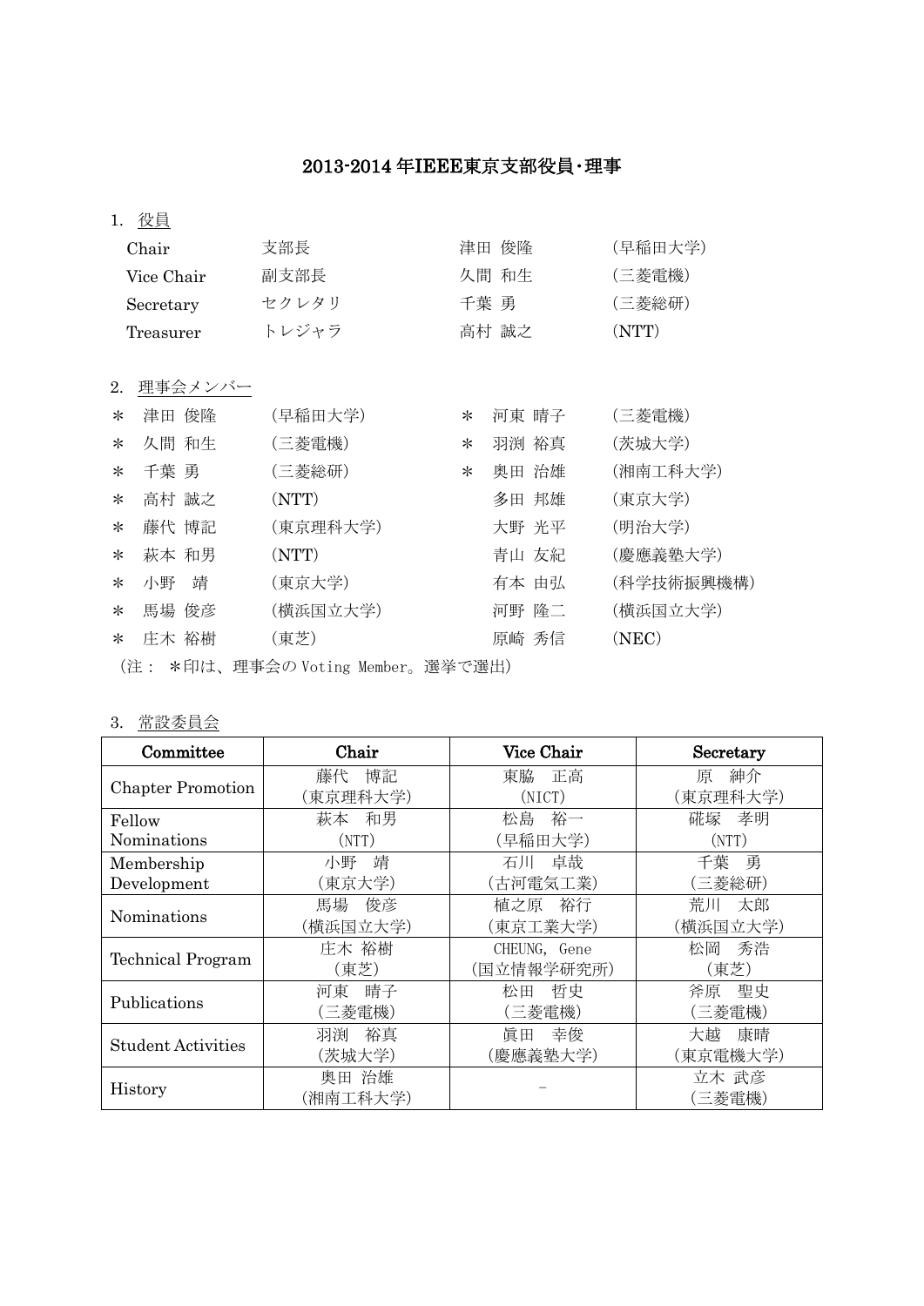# 2013-2014 年IEEE東京支部役員･理事

## 1. 役員

| | | | |
|---|---|---|---|
| Chair | 支部長 | 津田 俊隆 | (早稲田大学) |
| Vice Chair | 副支部長 | 久間 和生 | (三菱電機) |
| Secretary | セクレタリ | 千葉 勇 | (三菱総研) |
| Treasurer | トレジャラ | 高村 誠之 | (NTT) |

## 2. 理事会メンバー

| | | | | | |
|---|---|---|---|---|---|
| * | 津田 俊隆 | (早稲田大学) | * | 河東 晴子 | (三菱電機) |
| * | 久間 和生 | (三菱電機) | * | 羽渕 裕真 | (茨城大学) |
| * | 千葉 勇 | (三菱総研) | * | 奥田 治雄 | (湘南工科大学) |
| * | 高村 誠之 | (NTT) | | 多田 邦雄 | (東京大学) |
| * | 藤代 博記 | (東京理科大学) | | 大野 光平 | (明治大学) |
| * | 萩本 和男 | (NTT) | | 青山 友紀 | (慶應義塾大学) |
| * | 小野　靖 | (東京大学) | | 有本 由弘 | (科学技術振興機構) |
| * | 馬場 俊彦 | (横浜国立大学) | | 河野 隆二 | (横浜国立大学) |
| * | 庄木 裕樹 | (東芝) | | 原崎 秀信 | (NEC) |

(注： *印は、理事会の Voting Member。選挙で選出)

## 3. 常設委員会

| Committee | Chair | Vice Chair | Secretary |
|---|---|---|---|
| Chapter Promotion | 藤代　博記<br>(東京理科大学) | 東脇　正高<br>(NICT) | 原　紳介<br>(東京理科大学) |
| Fellow Nominations | 萩本　和男<br>(NTT) | 松島　裕一<br>(早稲田大学) | 硴塚　孝明<br>(NTT) |
| Membership Development | 小野　靖<br>(東京大学) | 石川　卓哉<br>(古河電気工業) | 千葉　勇<br>(三菱総研) |
| Nominations | 馬場　俊彦<br>(横浜国立大学) | 植之原　裕行<br>(東京工業大学) | 荒川　太郎<br>(横浜国立大学) |
| Technical Program | 庄木 裕樹<br>(東芝) | CHEUNG, Gene<br>(国立情報学研究所) | 松岡　秀浩<br>(東芝) |
| Publications | 河東　晴子<br>(三菱電機) | 松田　哲史<br>(三菱電機) | 斧原　聖史<br>(三菱電機) |
| Student Activities | 羽渕　裕真<br>(茨城大学) | 眞田　幸俊<br>(慶應義塾大学) | 大越　康晴<br>(東京電機大学) |
| History | 奥田 治雄<br>(湘南工科大学) | - | 立木 武彦<br>(三菱電機) |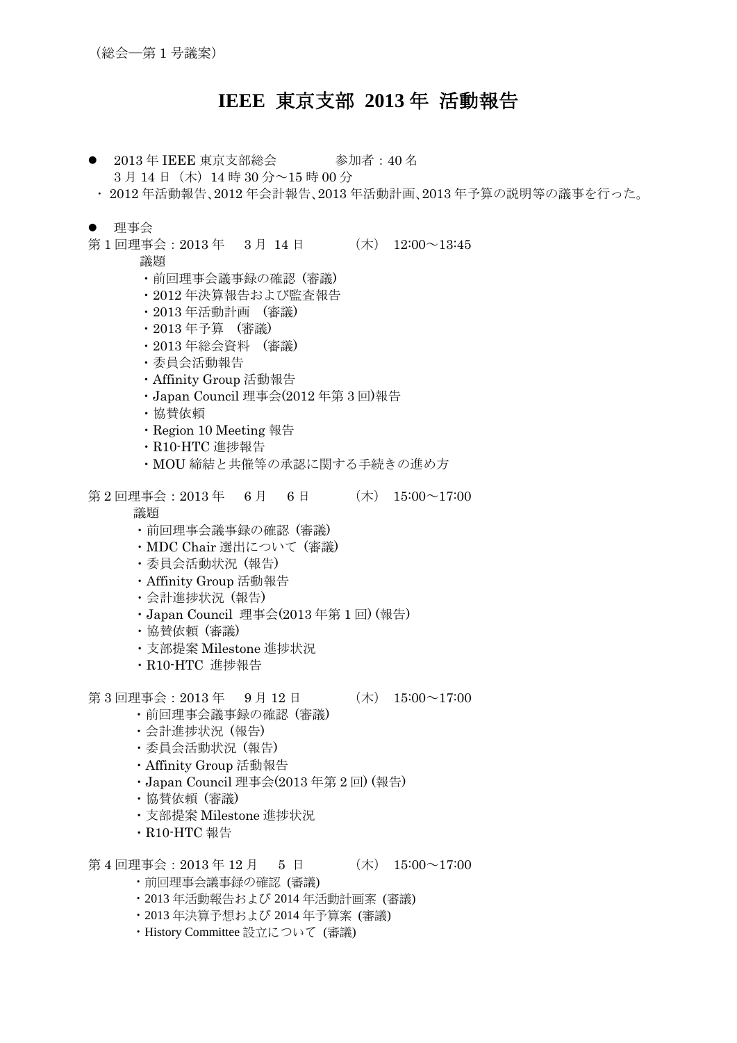（総会―第 1 号議案）

# IEEE 東京支部 2013 年 活動報告

- 2013 年 IEEE 東京支部総会　　　　参加者：40 名
  3 月 14 日（木）14 時 30 分～15 時 00 分

・ 2012 年活動報告､2012 年会計報告､2013 年活動計画､2013 年予算の説明等の議事を行った。

- 理事会

第 1 回理事会：2013 年　3 月 14 日　　（木）　12:00～13:45

議題

- ・前回理事会議事録の確認（審議）
- ・2012 年決算報告および監査報告
- ・2013 年活動計画 （審議）
- ・2013 年予算 （審議）
- ・2013 年総会資料 （審議）
- ・委員会活動報告
- ・Affinity Group 活動報告
- ・Japan Council 理事会(2012 年第 3 回)報告
- ・協賛依頼
- ・Region 10 Meeting 報告
- ・R10-HTC 進捗報告
- ・MOU 締結と共催等の承認に関する手続きの進め方

第 2 回理事会：2013 年　6 月　6 日　　（木）　15:00～17:00

議題

- ・前回理事会議事録の確認（審議）
- ・MDC Chair 選出について（審議）
- ・委員会活動状況（報告）
- ・Affinity Group 活動報告
- ・会計進捗状況（報告）
- ・Japan Council 理事会(2013 年第 1 回) (報告)
- ・協賛依頼（審議）
- ・支部提案 Milestone 進捗状況
- ・R10-HTC 進捗報告

第 3 回理事会：2013 年　9 月 12 日　　（木）　15:00～17:00

- ・前回理事会議事録の確認（審議）
- ・会計進捗状況（報告）
- ・委員会活動状況（報告）
- ・Affinity Group 活動報告
- ・Japan Council 理事会(2013 年第 2 回) (報告)
- ・協賛依頼（審議）
- ・支部提案 Milestone 進捗状況
- ・R10-HTC 報告

第 4 回理事会：2013 年 12 月　5 日　　（木）　15:00～17:00

- ・前回理事会議事録の確認 (審議)
- ・2013 年活動報告および 2014 年活動計画案 (審議)
- ・2013 年決算予想および 2014 年予算案 (審議)
- ・History Committee 設立について (審議)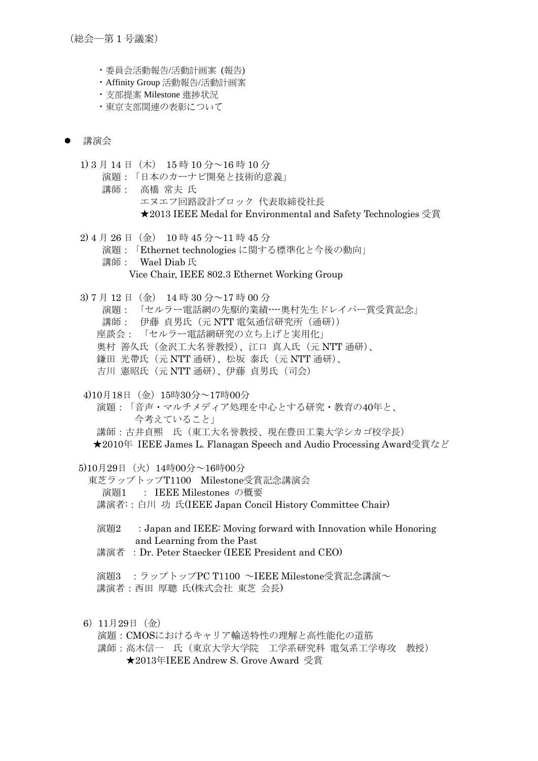（総会―第 1 号議案）

- 委員会活動報告/活動計画案 (報告)
- Affinity Group 活動報告/活動計画案
- 支部提案 Milestone 進捗状況
- 東京支部関連の表彰について

- 講演会

1) 3 月 14 日（木） 15 時 10 分～16 時 10 分
   演題：「日本のカーナビ開発と技術的意義」
   講師： 高橋 常夫 氏
   エヌエフ回路設計ブロック 代表取締役社長
   ★2013 IEEE Medal for Environmental and Safety Technologies 受賞

2) 4 月 26 日（金） 10 時 45 分～11 時 45 分
   演題：「Ethernet technologies に関する標準化と今後の動向」
   講師： Wael Diab 氏
   Vice Chair, IEEE 802.3 Ethernet Working Group

3) 7 月 12 日（金） 14 時 30 分～17 時 00 分
   演題： 「セルラー電話網の先駆的業績----奥村先生ドレイパー賞受賞記念」
   講師： 伊藤 貞男氏（元 NTT 電気通信研究所（通研））
   座談会： 「セルラー電話網研究の立ち上げと実用化」
   奥村 善久氏（金沢工大名誉教授）、江口 真人氏（元 NTT 通研）、
   鎌田 光帯氏（元 NTT 通研）、松坂 泰氏（元 NTT 通研）、
   吉川 憲昭氏（元 NTT 通研）、伊藤 貞男氏（司会）

4)10月18日（金）15時30分～17時00分
   演題：「音声・マルチメディア処理を中心とする研究・教育の40年と、
   今考えていること」
   講師：古井貞熙 氏（東工大名誉教授、現在豊田工業大学シカゴ校学長）
   ★2010年 IEEE James L. Flanagan Speech and Audio Processing Award受賞など

5)10月29日（火）14時00分～16時00分
   東芝ラップトップT1100 Milestone受賞記念講演会
   演題1 ： IEEE Milestones の概要
   講演者:：白川 功 氏(IEEE Japan Concil History Committee Chair)

   演題2 ：Japan and IEEE: Moving forward with Innovation while Honoring and Learning from the Past
   講演者 ：Dr. Peter Staecker (IEEE President and CEO)

   演題3 ：ラップトップPC T1100 ～IEEE Milestone受賞記念講演～
   講演者：西田 厚聰 氏(株式会社 東芝 会長)

6）11月29日（金）
   演題：CMOSにおけるキャリア輸送特性の理解と高性能化の道筋
   講師：高木信一 氏（東京大学大学院 工学系研究科 電気系工学専攻 教授）
   ★2013年IEEE Andrew S. Grove Award 受賞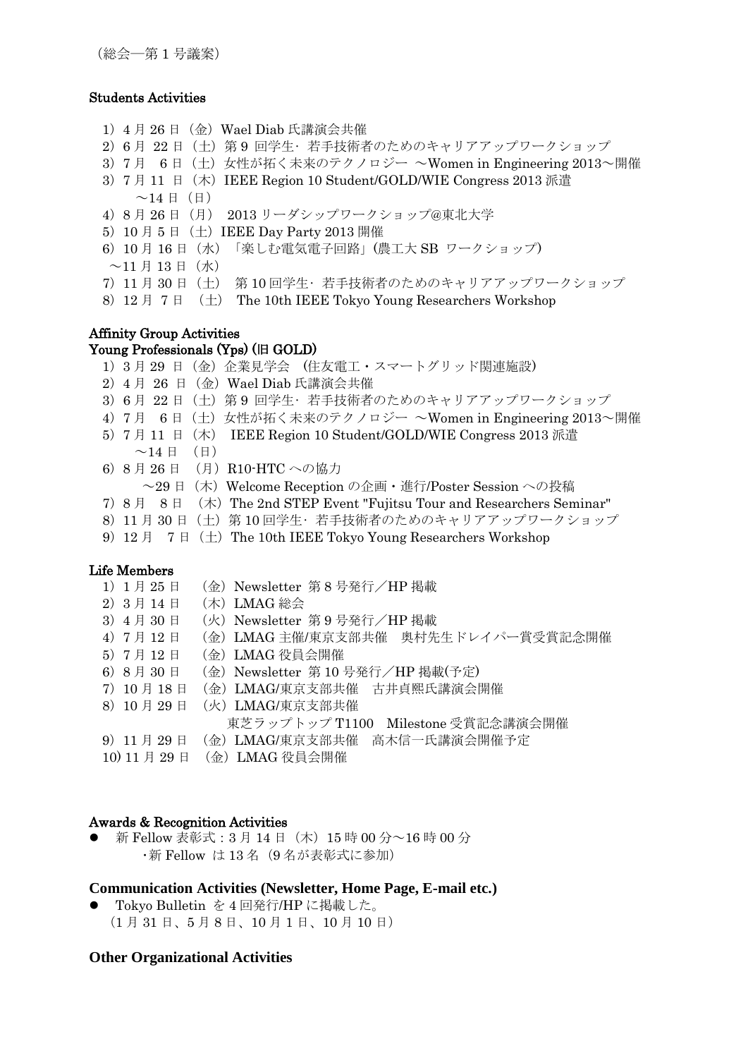（総会―第 1 号議案）

### Students Activities

1）4 月 26 日（金）Wael Diab 氏講演会共催
2）6 月 22 日（土）第 9 回学生・若手技術者のためのキャリアアップワークショップ
3）7 月 6 日（土）女性が拓く未来のテクノロジー ～Women in Engineering 2013～開催
3）7 月 11 日（木）IEEE Region 10 Student/GOLD/WIE Congress 2013 派遣
　　～14 日（日）
4）8 月 26 日（月） 2013 リーダシップワークショップ@東北大学
5）10 月 5 日（土）IEEE Day Party 2013 開催
6）10 月 16 日（水）「楽しむ電気電子回路」(農工大 SB ワークショップ)
　～11 月 13 日（水）
7）11 月 30 日（土） 第 10 回学生・若手技術者のためのキャリアアップワークショップ
8）12 月 7 日 （土） The 10th IEEE Tokyo Young Researchers Workshop

### Affinity Group Activities

### Young Professionals (Yps) (旧 GOLD)

1）3 月 29 日（金）企業見学会 （住友電工・スマートグリッド関連施設）
2）4 月 26 日（金）Wael Diab 氏講演会共催
3）6 月 22 日（土）第 9 回学生・若手技術者のためのキャリアアップワークショップ
4）7 月 6 日（土）女性が拓く未来のテクノロジー ～Women in Engineering 2013～開催
5）7 月 11 日（木） IEEE Region 10 Student/GOLD/WIE Congress 2013 派遣
　　～14 日 （日）
6）8 月 26 日 （月）R10-HTC への協力
　　～29 日（木）Welcome Reception の企画・進行/Poster Session への投稿
7）8 月 8 日 （木）The 2nd STEP Event "Fujitsu Tour and Researchers Seminar"
8）11 月 30 日（土）第 10 回学生・若手技術者のためのキャリアアップワークショップ
9）12 月 7 日（土）The 10th IEEE Tokyo Young Researchers Workshop

### Life Members

1）1 月 25 日 （金）Newsletter 第 8 号発行／HP 掲載
2）3 月 14 日 （木）LMAG 総会
3）4 月 30 日 （火）Newsletter 第 9 号発行／HP 掲載
4）7 月 12 日 （金）LMAG 主催/東京支部共催 奥村先生ドレイパー賞受賞記念開催
5）7 月 12 日 （金）LMAG 役員会開催
6）8 月 30 日 （金）Newsletter 第 10 号発行／HP 掲載(予定)
7）10 月 18 日 （金）LMAG/東京支部共催 古井貞熙氏講演会開催
8）10 月 29 日 （火）LMAG/東京支部共催
　　東芝ラップトップ T1100 Milestone 受賞記念講演会開催
9）11 月 29 日 （金）LMAG/東京支部共催 高木信一氏講演会開催予定
10) 11 月 29 日 （金）LMAG 役員会開催

### Awards & Recognition Activities

- 新 Fellow 表彰式：3 月 14 日（木）15 時 00 分～16 時 00 分
　・新 Fellow は 13 名（9 名が表彰式に参加）

### Communication Activities (Newsletter, Home Page, E-mail etc.)

- Tokyo Bulletin を 4 回発行/HP に掲載した。
　（1 月 31 日、5 月 8 日、10 月 1 日、10 月 10 日）

### Other Organizational Activities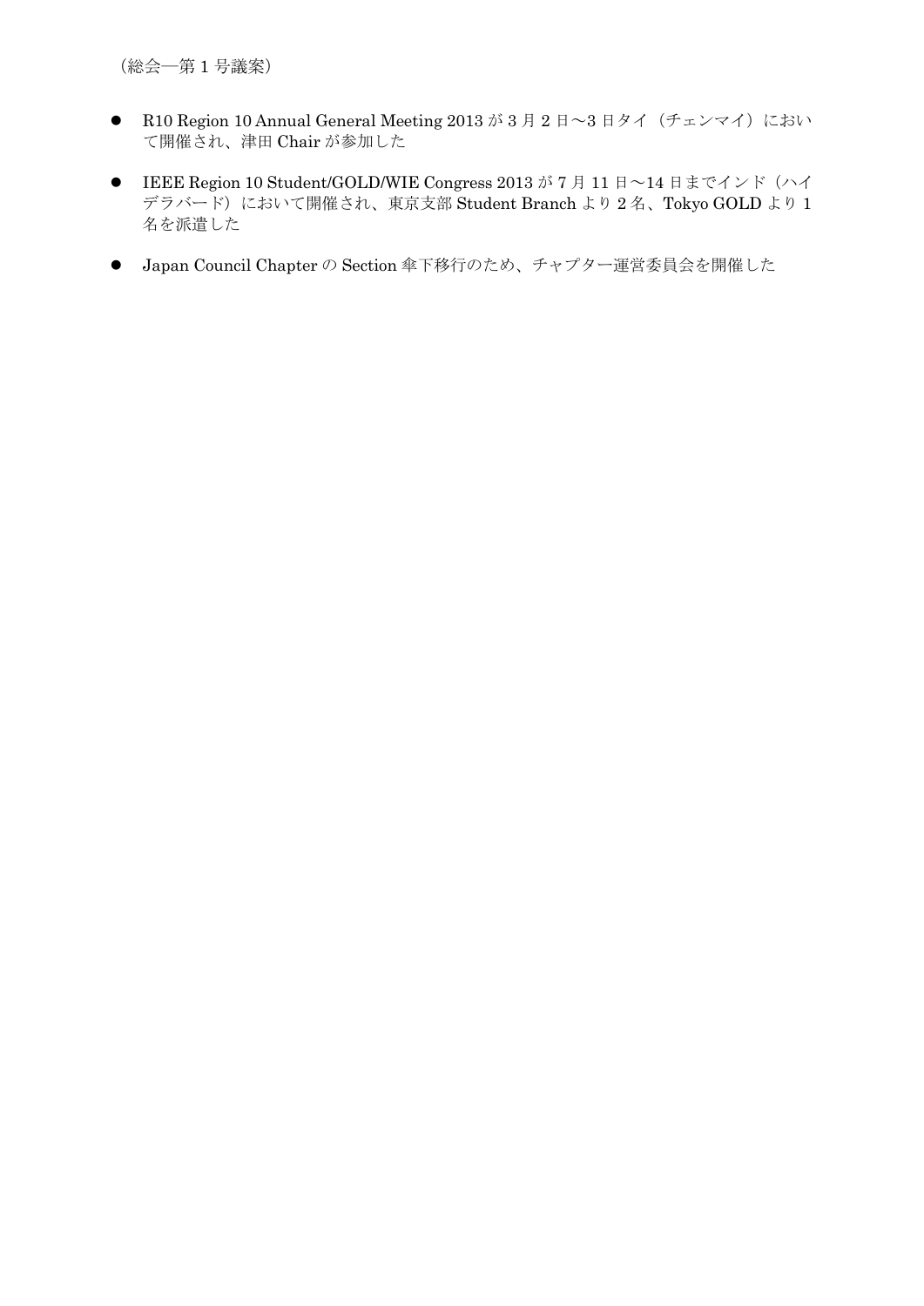（総会―第 1 号議案）

- R10 Region 10 Annual General Meeting 2013 が 3 月 2 日～3 日タイ（チェンマイ）において開催され、津田 Chair が参加した

- IEEE Region 10 Student/GOLD/WIE Congress 2013 が 7 月 11 日～14 日までインド（ハイデラバード）において開催され、東京支部 Student Branch より 2 名、Tokyo GOLD より 1 名を派遣した

- Japan Council Chapter の Section 傘下移行のため、チャプター運営委員会を開催した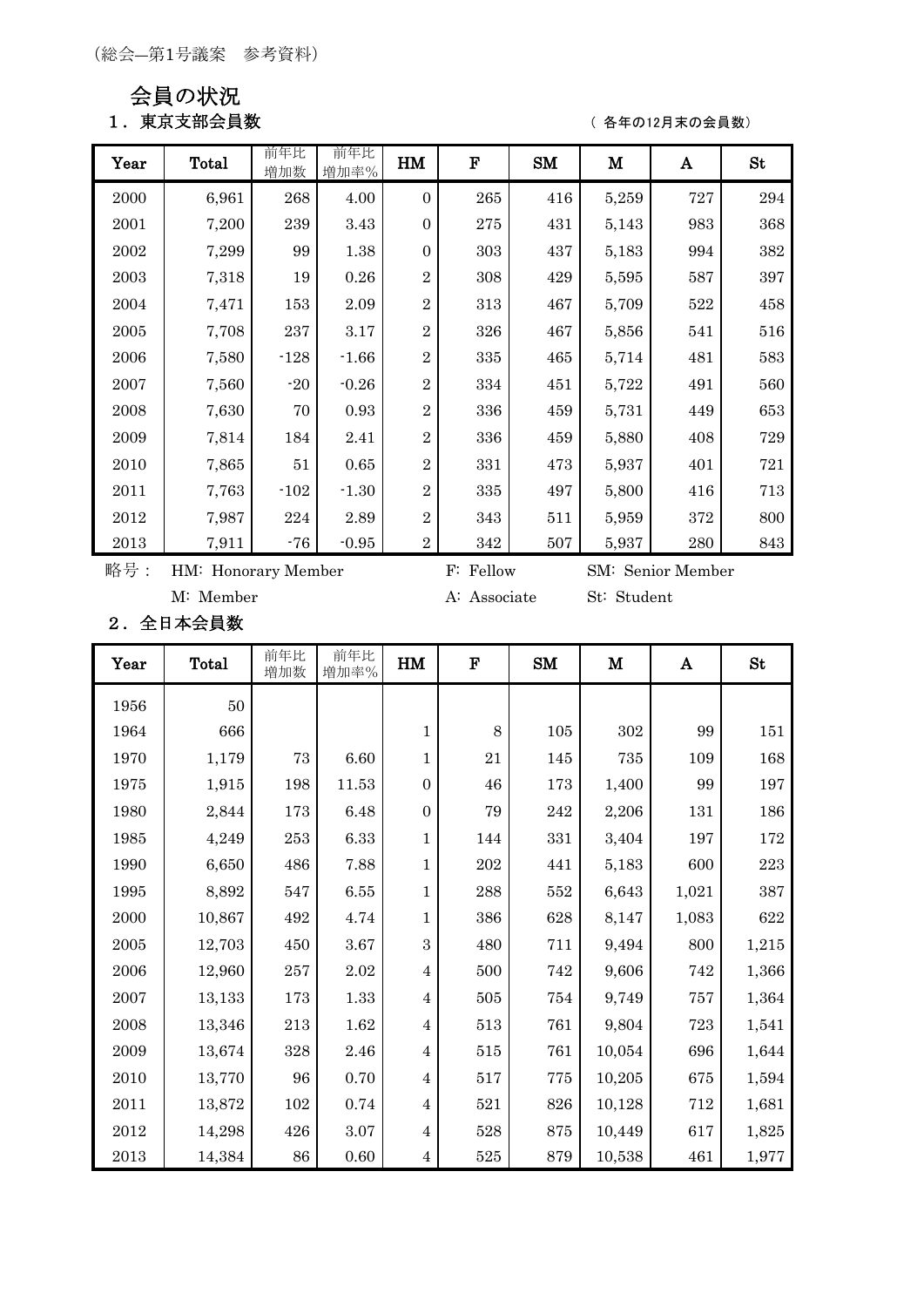（総会—第1号議案　参考資料）

# 会員の状況

## 1．東京支部会員数

（ 各年の12月末の会員数）

| Year | Total | 前年比増加数 | 前年比増加率% | HM | F | SM | M | A | St |
|---|---|---|---|---|---|---|---|---|---|
| 2000 | 6,961 | 268 | 4.00 | 0 | 265 | 416 | 5,259 | 727 | 294 |
| 2001 | 7,200 | 239 | 3.43 | 0 | 275 | 431 | 5,143 | 983 | 368 |
| 2002 | 7,299 | 99 | 1.38 | 0 | 303 | 437 | 5,183 | 994 | 382 |
| 2003 | 7,318 | 19 | 0.26 | 2 | 308 | 429 | 5,595 | 587 | 397 |
| 2004 | 7,471 | 153 | 2.09 | 2 | 313 | 467 | 5,709 | 522 | 458 |
| 2005 | 7,708 | 237 | 3.17 | 2 | 326 | 467 | 5,856 | 541 | 516 |
| 2006 | 7,580 | -128 | -1.66 | 2 | 335 | 465 | 5,714 | 481 | 583 |
| 2007 | 7,560 | -20 | -0.26 | 2 | 334 | 451 | 5,722 | 491 | 560 |
| 2008 | 7,630 | 70 | 0.93 | 2 | 336 | 459 | 5,731 | 449 | 653 |
| 2009 | 7,814 | 184 | 2.41 | 2 | 336 | 459 | 5,880 | 408 | 729 |
| 2010 | 7,865 | 51 | 0.65 | 2 | 331 | 473 | 5,937 | 401 | 721 |
| 2011 | 7,763 | -102 | -1.30 | 2 | 335 | 497 | 5,800 | 416 | 713 |
| 2012 | 7,987 | 224 | 2.89 | 2 | 343 | 511 | 5,959 | 372 | 800 |
| 2013 | 7,911 | -76 | -0.95 | 2 | 342 | 507 | 5,937 | 280 | 843 |

略号：　HM: Honorary Member　　F: Fellow　　SM: Senior Member
　　　　M: Member　　A: Associate　　St: Student

## 2．全日本会員数

| Year | Total | 前年比増加数 | 前年比増加率% | HM | F | SM | M | A | St |
|---|---|---|---|---|---|---|---|---|---|
| 1956 | 50 | | | | | | | | |
| 1964 | 666 | | | 1 | 8 | 105 | 302 | 99 | 151 |
| 1970 | 1,179 | 73 | 6.60 | 1 | 21 | 145 | 735 | 109 | 168 |
| 1975 | 1,915 | 198 | 11.53 | 0 | 46 | 173 | 1,400 | 99 | 197 |
| 1980 | 2,844 | 173 | 6.48 | 0 | 79 | 242 | 2,206 | 131 | 186 |
| 1985 | 4,249 | 253 | 6.33 | 1 | 144 | 331 | 3,404 | 197 | 172 |
| 1990 | 6,650 | 486 | 7.88 | 1 | 202 | 441 | 5,183 | 600 | 223 |
| 1995 | 8,892 | 547 | 6.55 | 1 | 288 | 552 | 6,643 | 1,021 | 387 |
| 2000 | 10,867 | 492 | 4.74 | 1 | 386 | 628 | 8,147 | 1,083 | 622 |
| 2005 | 12,703 | 450 | 3.67 | 3 | 480 | 711 | 9,494 | 800 | 1,215 |
| 2006 | 12,960 | 257 | 2.02 | 4 | 500 | 742 | 9,606 | 742 | 1,366 |
| 2007 | 13,133 | 173 | 1.33 | 4 | 505 | 754 | 9,749 | 757 | 1,364 |
| 2008 | 13,346 | 213 | 1.62 | 4 | 513 | 761 | 9,804 | 723 | 1,541 |
| 2009 | 13,674 | 328 | 2.46 | 4 | 515 | 761 | 10,054 | 696 | 1,644 |
| 2010 | 13,770 | 96 | 0.70 | 4 | 517 | 775 | 10,205 | 675 | 1,594 |
| 2011 | 13,872 | 102 | 0.74 | 4 | 521 | 826 | 10,128 | 712 | 1,681 |
| 2012 | 14,298 | 426 | 3.07 | 4 | 528 | 875 | 10,449 | 617 | 1,825 |
| 2013 | 14,384 | 86 | 0.60 | 4 | 525 | 879 | 10,538 | 461 | 1,977 |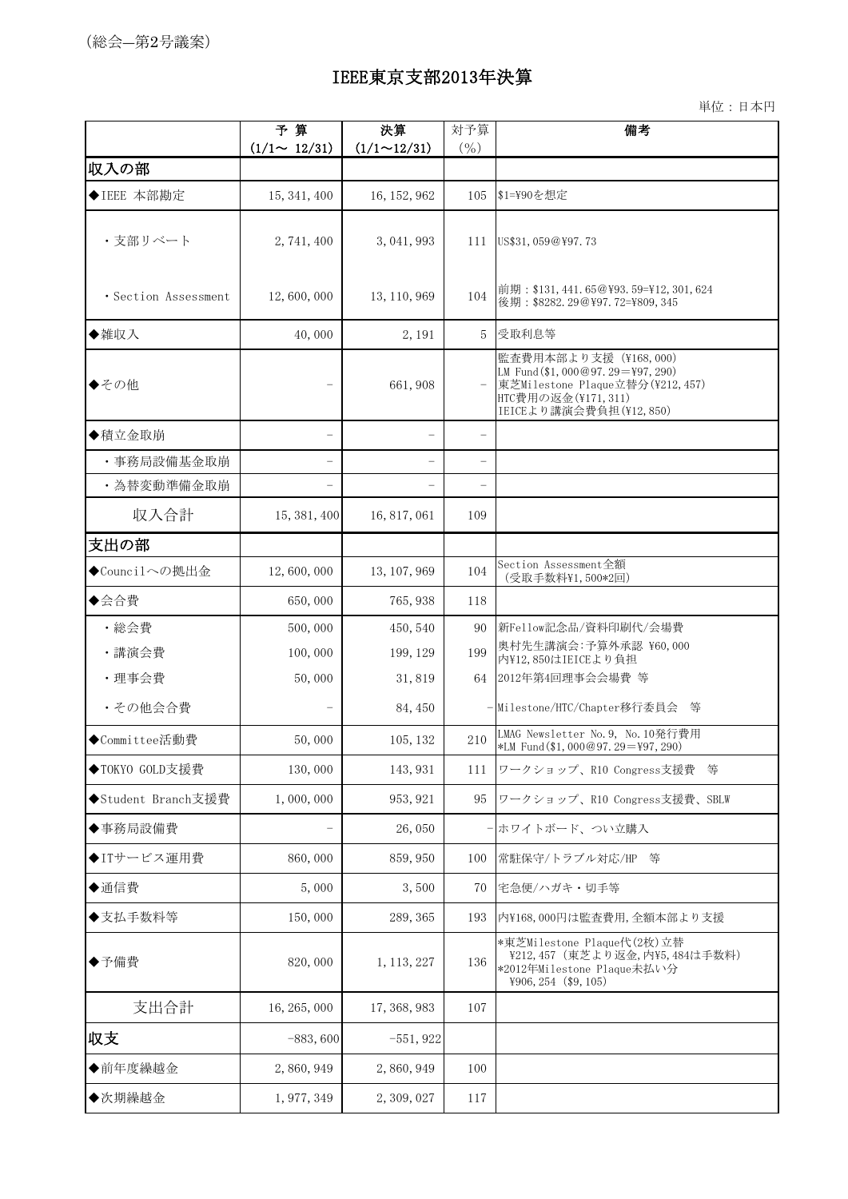(総会—第2号議案)

# IEEE東京支部2013年決算

単位：日本円

| | 予 算 (1/1～ 12/31) | 決算 (1/1～12/31) | 対予算 (%) | 備考 |
|---|---|---|---|---|
| **収入の部** | | | | |
| ◆IEEE 本部勘定 | 15,341,400 | 16,152,962 | 105 | $1=¥90を想定 |
| ・支部リベート | 2,741,400 | 3,041,993 | 111 | US$31,059@¥97.73 |
| ・Section Assessment | 12,600,000 | 13,110,969 | 104 | 前期：$131,441.65@¥93.59=¥12,301,624<br>後期：$8282.29@¥97.72=¥809,345 |
| ◆雑収入 | 40,000 | 2,191 | 5 | 受取利息等 |
| ◆その他 | – | 661,908 | – | 監査費用本部より支援 (¥168,000)<br>LM Fund($1,000@97.29=¥97,290)<br>東芝Milestone Plaque立替分(¥212,457)<br>HTC費用の返金(¥171,311)<br>IEICEより講演会費負担(¥12,850) |
| ◆積立金取崩 | – | – | – | |
| ・事務局設備基金取崩 | – | – | – | |
| ・為替変動準備金取崩 | – | – | – | |
| 収入合計 | 15,381,400 | 16,817,061 | 109 | |
| **支出の部** | | | | |
| ◆Councilへの拠出金 | 12,600,000 | 13,107,969 | 104 | Section Assessment全額<br>(受取手数料¥1,500*2回) |
| ◆会合費 | 650,000 | 765,938 | 118 | |
| ・総会費 | 500,000 | 450,540 | 90 | 新Fellow記念品/資料印刷代/会場費 |
| ・講演会費 | 100,000 | 199,129 | 199 | 奥村先生講演会:予算外承認 ¥60,000<br>内¥12,850はIEICEより負担 |
| ・理事会費 | 50,000 | 31,819 | 64 | 2012年第4回理事会会場費 等 |
| ・その他会合費 | – | 84,450 | – | Milestone/HTC/Chapter移行委員会 等 |
| ◆Committee活動費 | 50,000 | 105,132 | 210 | LMAG Newsletter No.9, No.10発行費用<br>*LM Fund($1,000@97.29=¥97,290) |
| ◆TOKYO GOLD支援費 | 130,000 | 143,931 | 111 | ワークショップ、R10 Congress支援費 等 |
| ◆Student Branch支援費 | 1,000,000 | 953,921 | 95 | ワークショップ、R10 Congress支援費、SBLW |
| ◆事務局設備費 | – | 26,050 | – | ホワイトボード、つい立購入 |
| ◆ITサービス運用費 | 860,000 | 859,950 | 100 | 常駐保守/トラブル対応/HP 等 |
| ◆通信費 | 5,000 | 3,500 | 70 | 宅急便/ハガキ・切手等 |
| ◆支払手数料等 | 150,000 | 289,365 | 193 | 内¥168,000円は監査費用,全額本部より支援 |
| ◆予備費 | 820,000 | 1,113,227 | 136 | *東芝Milestone Plaque代(2枚)立替<br>¥212,457 (東芝より返金,内¥5,484は手数料)<br>*2012年Milestone Plaque未払い分<br>¥906,254 ($9,105) |
| 支出合計 | 16,265,000 | 17,368,983 | 107 | |
| **収支** | -883,600 | -551,922 | | |
| ◆前年度繰越金 | 2,860,949 | 2,860,949 | 100 | |
| ◆次期繰越金 | 1,977,349 | 2,309,027 | 117 | |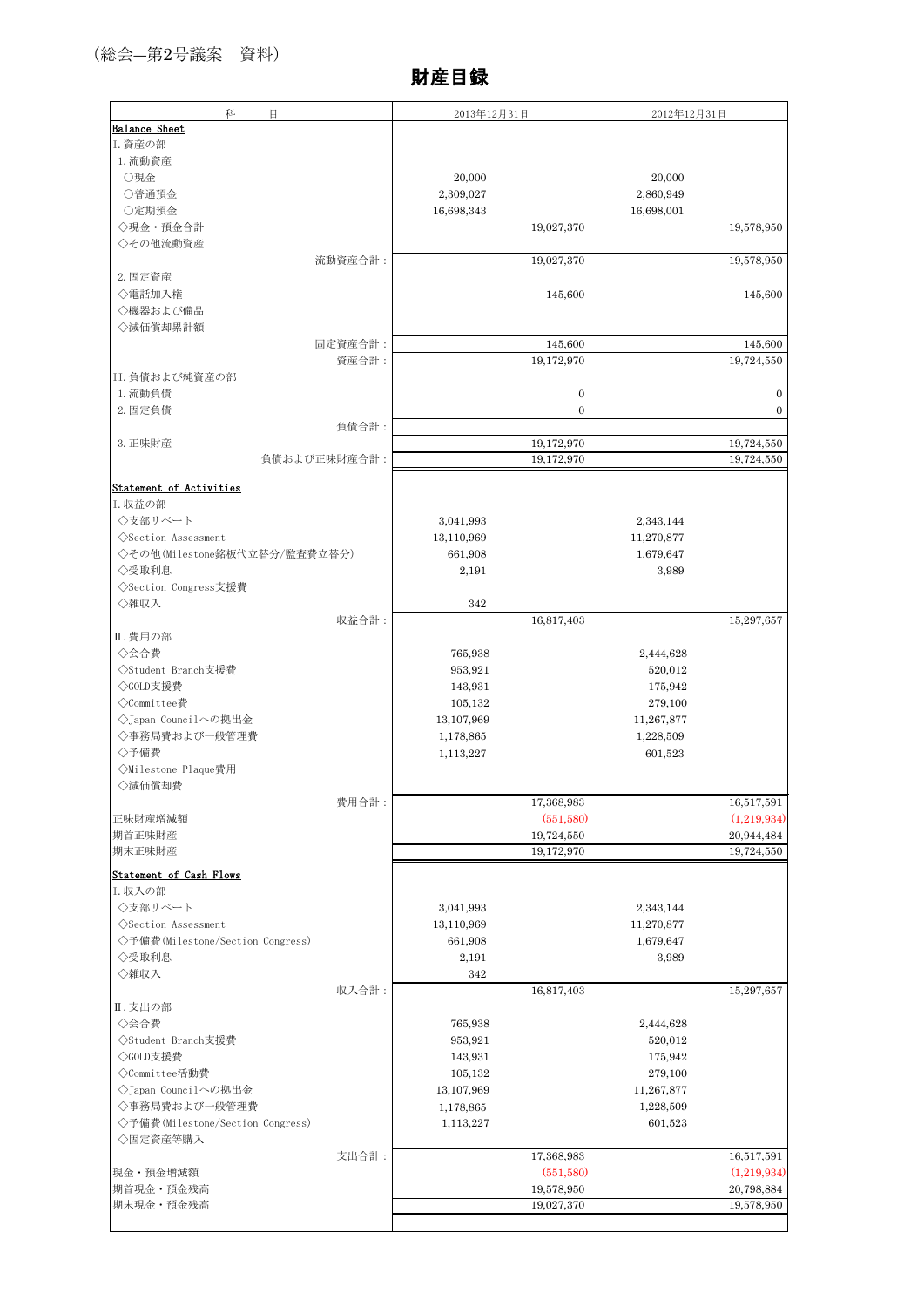（総会―第2号議案　資料）

# 財産目録

| 科　　目 | 2013年12月31日 | | 2012年12月31日 | |
|---|---|---|---|---|
| **Balance Sheet** | | | | |
| I.資産の部 | | | | |
| 1.流動資産 | | | | |
| ○現金 | 20,000 | | 20,000 | |
| ○普通預金 | 2,309,027 | | 2,860,949 | |
| ○定期預金 | 16,698,343 | | 16,698,001 | |
| ◇現金・預金合計 | | 19,027,370 | | 19,578,950 |
| ◇その他流動資産 | | | | |
| 流動資産合計： | | 19,027,370 | | 19,578,950 |
| 2.固定資産 | | | | |
| ◇電話加入権 | | 145,600 | | 145,600 |
| ◇機器および備品 | | | | |
| ◇減価償却累計額 | | | | |
| 固定資産合計： | | 145,600 | | 145,600 |
| 資産合計： | | 19,172,970 | | 19,724,550 |
| II.負債および純資産の部 | | | | |
| 1.流動負債 | | 0 | | 0 |
| 2.固定負債 | | 0 | | 0 |
| 負債合計： | | | | |
| 3.正味財産 | | 19,172,970 | | 19,724,550 |
| 負債および正味財産合計： | | 19,172,970 | | 19,724,550 |
| **Statement of Activities** | | | | |
| I.収益の部 | | | | |
| ◇支部リベート | 3,041,993 | | 2,343,144 | |
| ◇Section Assessment | 13,110,969 | | 11,270,877 | |
| ◇その他(Milestone銘板代立替分/監査費立替分) | 661,908 | | 1,679,647 | |
| ◇受取利息 | 2,191 | | 3,989 | |
| ◇Section Congress支援費 | | | | |
| ◇雑収入 | 342 | | | |
| 収益合計： | | 16,817,403 | | 15,297,657 |
| II.費用の部 | | | | |
| ◇会合費 | 765,938 | | 2,444,628 | |
| ◇Student Branch支援費 | 953,921 | | 520,012 | |
| ◇GOLD支援費 | 143,931 | | 175,942 | |
| ◇Committee費 | 105,132 | | 279,100 | |
| ◇Japan Councilへの拠出金 | 13,107,969 | | 11,267,877 | |
| ◇事務局費および一般管理費 | 1,178,865 | | 1,228,509 | |
| ◇予備費 | 1,113,227 | | 601,523 | |
| ◇Milestone Plaque費用 | | | | |
| ◇減価償却費 | | | | |
| 費用合計： | | 17,368,983 | | 16,517,591 |
| 正味財産増減額 | | (551,580) | | (1,219,934) |
| 期首正味財産 | | 19,724,550 | | 20,944,484 |
| 期末正味財産 | | 19,172,970 | | 19,724,550 |
| **Statement of Cash Flows** | | | | |
| I.収入の部 | | | | |
| ◇支部リベート | 3,041,993 | | 2,343,144 | |
| ◇Section Assessment | 13,110,969 | | 11,270,877 | |
| ◇予備費(Milestone/Section Congress) | 661,908 | | 1,679,647 | |
| ◇受取利息 | 2,191 | | 3,989 | |
| ◇雑収入 | 342 | | | |
| 収入合計： | | 16,817,403 | | 15,297,657 |
| II.支出の部 | | | | |
| ◇会合費 | 765,938 | | 2,444,628 | |
| ◇Student Branch支援費 | 953,921 | | 520,012 | |
| ◇GOLD支援費 | 143,931 | | 175,942 | |
| ◇Committee活動費 | 105,132 | | 279,100 | |
| ◇Japan Councilへの拠出金 | 13,107,969 | | 11,267,877 | |
| ◇事務局費および一般管理費 | 1,178,865 | | 1,228,509 | |
| ◇予備費(Milestone/Section Congress) | 1,113,227 | | 601,523 | |
| ◇固定資産等購入 | | | | |
| 支出合計： | | 17,368,983 | | 16,517,591 |
| 現金・預金増減額 | | (551,580) | | (1,219,934) |
| 期首現金・預金残高 | | 19,578,950 | | 20,798,884 |
| 期末現金・預金残高 | | 19,027,370 | | 19,578,950 |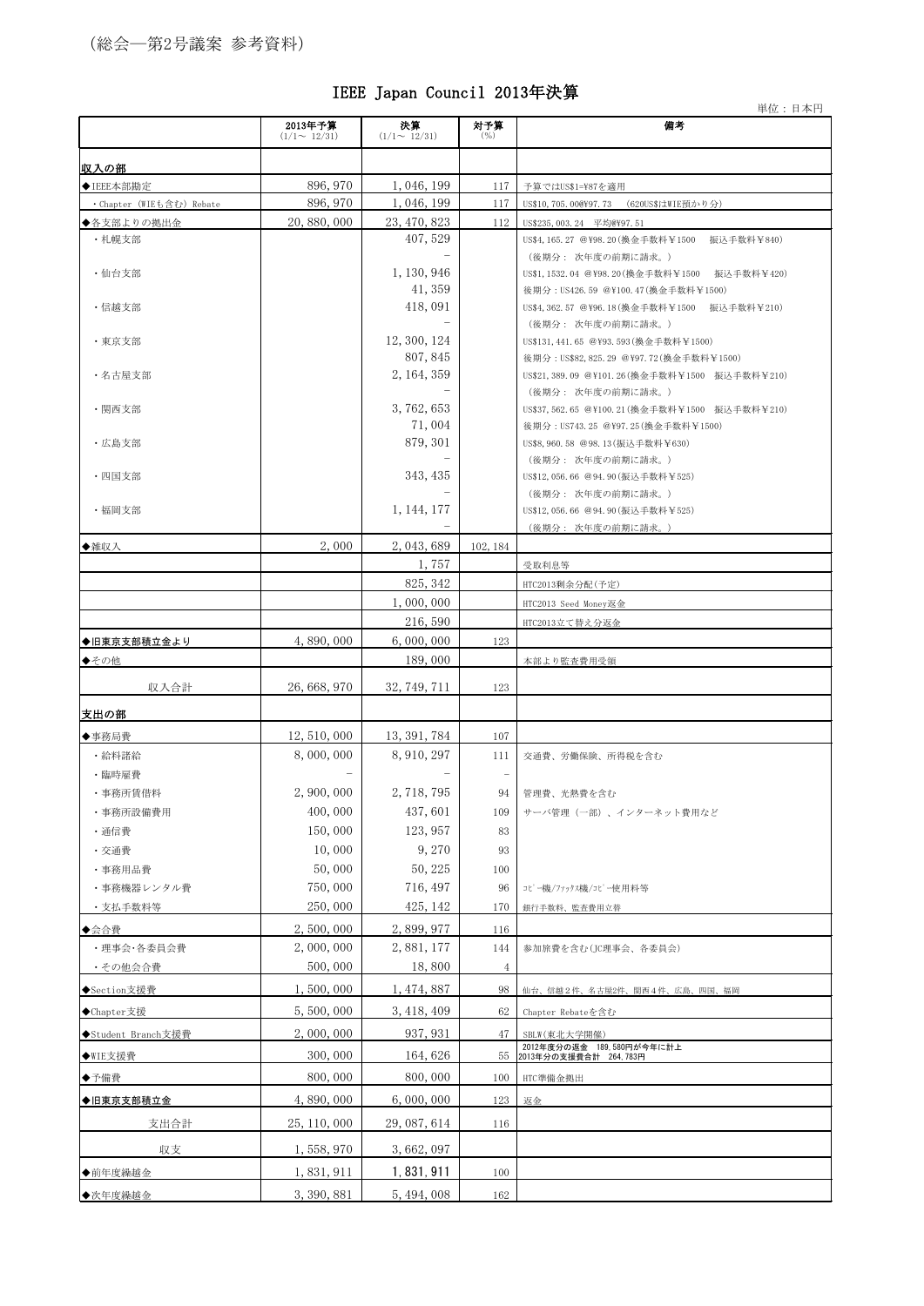(総会—第2号議案 参考資料)

# IEEE Japan Council 2013年決算

単位：日本円

| | 2013年予算 (1/1～ 12/31) | 決算 (1/1～ 12/31) | 対予算 (%) | 備考 |
|---|---|---|---|---|
| **収入の部** | | | | |
| ◆IEEE本部勘定 | 896,970 | 1,046,199 | 117 | 予算ではUS$1=¥87を適用 |
| ・Chapter (WIEも含む) Rebate | 896,970 | 1,046,199 | 117 | US$10,705.00@¥97.73　(620US$はWIE預かり分) |
| ◆各支部よりの拠出金 | 20,880,000 | 23,470,823 | 112 | US$235,003.24　平均@¥97.51 |
| ・札幌支部 | | 407,529 | | US$4,165.27 @¥98.20(換金手数料￥1500　振込手数料￥840) |
| | | － | | (後期分： 次年度の前期に請求。) |
| ・仙台支部 | | 1,130,946 | | US$1,1532.04 @¥98.20(換金手数料￥1500　振込手数料￥420) |
| | | 41,359 | | 後期分：US426.59 @¥100.47(換金手数料￥1500) |
| ・信越支部 | | 418,091 | | US$4,362.57 @¥96.18(換金手数料￥1500　振込手数料￥210) |
| | | － | | (後期分： 次年度の前期に請求。) |
| ・東京支部 | | 12,300,124 | | US$131,441.65 @¥93.593(換金手数料￥1500) |
| | | 807,845 | | 後期分：US$82,825.29 @¥97.72(換金手数料￥1500) |
| ・名古屋支部 | | 2,164,359 | | US$21,389.09 @¥101.26(換金手数料￥1500　振込手数料￥210) |
| | | － | | (後期分： 次年度の前期に請求。) |
| ・関西支部 | | 3,762,653 | | US$37,562.65 @¥100.21(換金手数料￥1500　振込手数料￥210) |
| | | 71,004 | | 後期分：US743.25 @¥97.25(換金手数料￥1500) |
| ・広島支部 | | 879,301 | | US$8,960.58 @¥98.13(振込手数料￥630) |
| | | － | | (後期分： 次年度の前期に請求。) |
| ・四国支部 | | 343,435 | | US$12,056.66 @¥94.90(振込手数料￥525) |
| | | － | | (後期分： 次年度の前期に請求。) |
| ・福岡支部 | | 1,144,177 | | US$12,056.66 @¥94.90(振込手数料￥525) |
| | | － | | (後期分： 次年度の前期に請求。) |
| ◆雑収入 | 2,000 | 2,043,689 | 102,184 | |
| | | 1,757 | | 受取利息等 |
| | | 825,342 | | HTC2013剰余分配(予定) |
| | | 1,000,000 | | HTC2013 Seed Money返金 |
| | | 216,590 | | HTC2013立て替え分返金 |
| ◆旧東京支部積立金より | 4,890,000 | 6,000,000 | 123 | |
| ◆その他 | | 189,000 | | 本部より監査費用受領 |
| 収入合計 | 26,668,970 | 32,749,711 | 123 | |
| **支出の部** | | | | |
| ◆事務局費 | 12,510,000 | 13,391,784 | 107 | |
| ・給料諸給 | 8,000,000 | 8,910,297 | 111 | 交通費、労働保険、所得税を含む |
| ・臨時雇費 | － | － | － | |
| ・事務所賃借料 | 2,900,000 | 2,718,795 | 94 | 管理費、光熱費を含む |
| ・事務所設備費用 | 400,000 | 437,601 | 109 | サーバ管理（一部）、インターネット費用など |
| ・通信費 | 150,000 | 123,957 | 83 | |
| ・交通費 | 10,000 | 9,270 | 93 | |
| ・事務用品費 | 50,000 | 50,225 | 100 | |
| ・事務機器レンタル費 | 750,000 | 716,497 | 96 | ｺﾋﾟｰ機/ﾌｧｯｸｽ機/ｺﾋﾟｰ使用料等 |
| ・支払手数料等 | 250,000 | 425,142 | 170 | 銀行手数料、監査費用立替 |
| ◆会合費 | 2,500,000 | 2,899,977 | 116 | |
| ・理事会･各委員会費 | 2,000,000 | 2,881,177 | 144 | 参加旅費を含む(JC理事会、各委員会) |
| ・その他会合費 | 500,000 | 18,800 | 4 | |
| ◆Section支援費 | 1,500,000 | 1,474,887 | 98 | 仙台、信越２件、名古屋2件、関西４件、広島、四国、福岡 |
| ◆Chapter支援 | 5,500,000 | 3,418,409 | 62 | Chapter Rebateを含む |
| ◆Student Branch支援費 | 2,000,000 | 937,931 | 47 | SBLW(東北大学開催) |
| ◆WIE支援費 | 300,000 | 164,626 | 55 | 2012年度分の返金　189,580円が今年に計上 2013年分の支援費合計　264,783円 |
| ◆予備費 | 800,000 | 800,000 | 100 | HTC準備金拠出 |
| ◆旧東京支部積立金 | 4,890,000 | 6,000,000 | 123 | 返金 |
| 支出合計 | 25,110,000 | 29,087,614 | 116 | |
| 収支 | 1,558,970 | 3,662,097 | | |
| ◆前年度繰越金 | 1,831,911 | 1,831,911 | 100 | |
| ◆次年度繰越金 | 3,390,881 | 5,494,008 | 162 | |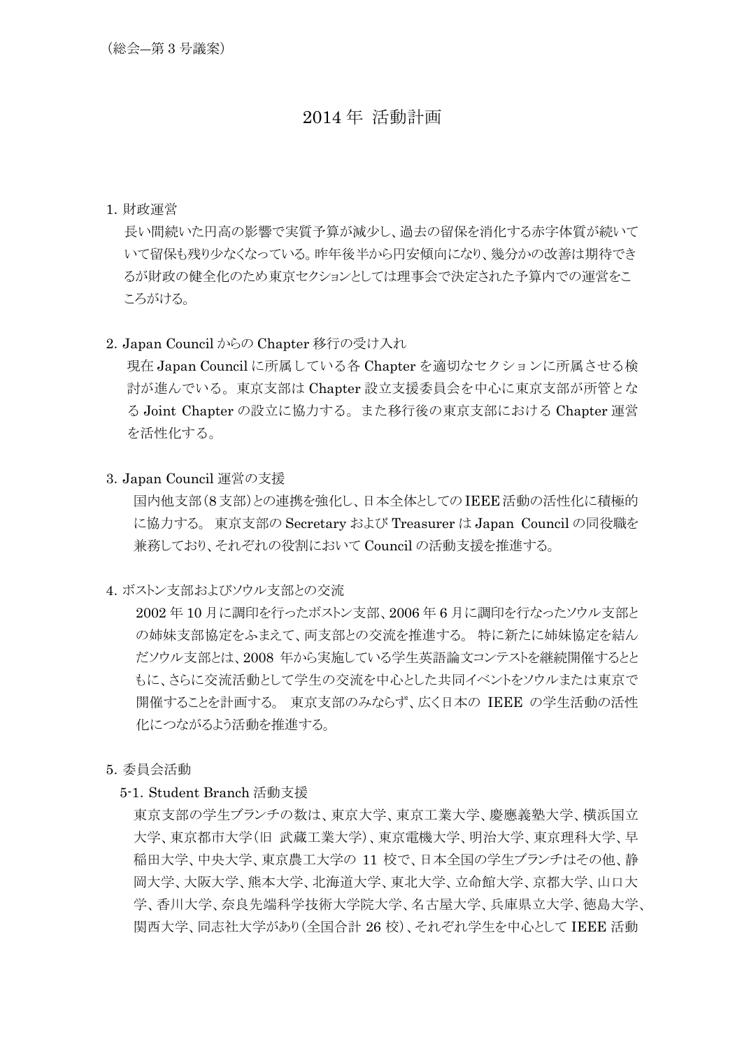（総会—第 3 号議案）

# 2014 年 活動計画

1. 財政運営

   長い間続いた円高の影響で実質予算が減少し、過去の留保を消化する赤字体質が続いていて留保も残り少なくなっている。昨年後半から円安傾向になり、幾分かの改善は期待できるが財政の健全化のため東京セクションとしては理事会で決定された予算内での運営をこころがける。

2. Japan Council からの Chapter 移行の受け入れ

   現在 Japan Council に所属している各 Chapter を適切なセクションに所属させる検討が進んでいる。東京支部は Chapter 設立支援委員会を中心に東京支部が所管となる Joint Chapter の設立に協力する。また移行後の東京支部における Chapter 運営を活性化する。

3. Japan Council 運営の支援

   国内他支部（8 支部）との連携を強化し、日本全体としての IEEE 活動の活性化に積極的に協力する。 東京支部の Secretary および Treasurer は Japan Council の同役職を兼務しており、それぞれの役割において Council の活動支援を推進する。

4. ボストン支部およびソウル支部との交流

   2002 年 10 月に調印を行ったボストン支部、2006 年 6 月に調印を行なったソウル支部との姉妹支部協定をふまえて、両支部との交流を推進する。 特に新たに姉妹協定を結んだソウル支部とは、2008 年から実施している学生英語論文コンテストを継続開催するとともに、さらに交流活動として学生の交流を中心とした共同イベントをソウルまたは東京で開催することを計画する。 東京支部のみならず、広く日本の IEEE の学生活動の活性化につながるよう活動を推進する。

5. 委員会活動

   5-1. Student Branch 活動支援

   東京支部の学生ブランチの数は、東京大学、東京工業大学、慶應義塾大学、横浜国立大学、東京都市大学（旧 武蔵工業大学）、東京電機大学、明治大学、東京理科大学、早稲田大学、中央大学、東京農工大学の 11 校で、日本全国の学生ブランチはその他、静岡大学、大阪大学、熊本大学、北海道大学、東北大学、立命館大学、京都大学、山口大学、香川大学、奈良先端科学技術大学院大学、名古屋大学、兵庫県立大学、徳島大学、関西大学、同志社大学があり（全国合計 26 校）、それぞれ学生を中心として IEEE 活動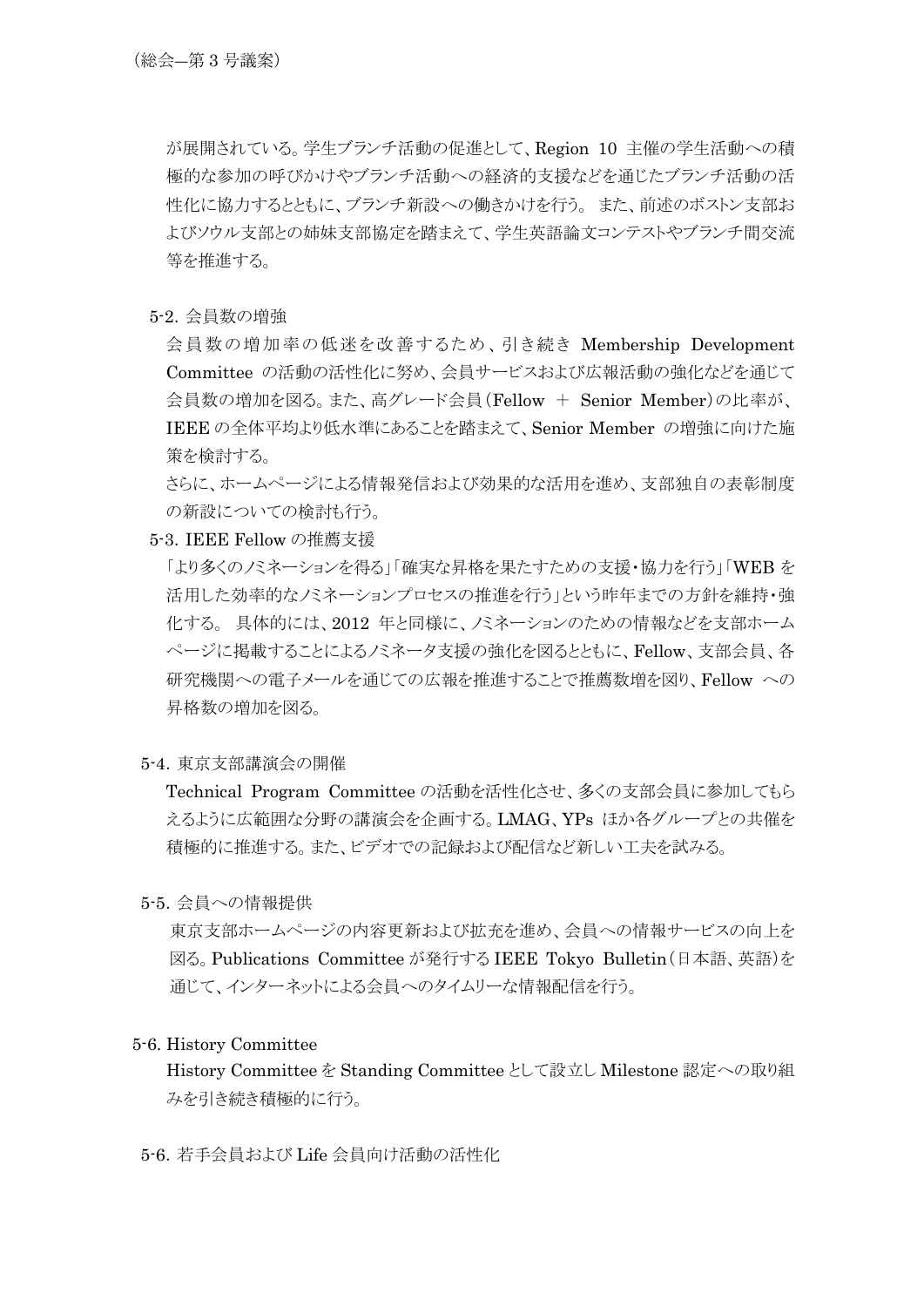が展開されている。学生ブランチ活動の促進として、Region 10 主催の学生活動への積極的な参加の呼びかけやブランチ活動への経済的支援などを通じたブランチ活動の活性化に協力するとともに、ブランチ新設への働きかけを行う。 また、前述のボストン支部およびソウル支部との姉妹支部協定を踏まえて、学生英語論文コンテストやブランチ間交流等を推進する。

5-2. 会員数の増強

会員数の増加率の低迷を改善するため、引き続き Membership Development Committee の活動の活性化に努め、会員サービスおよび広報活動の強化などを通じて会員数の増加を図る。また、高グレード会員（Fellow ＋ Senior Member）の比率が、IEEE の全体平均より低水準にあることを踏まえて、Senior Member の増強に向けた施策を検討する。

さらに、ホームページによる情報発信および効果的な活用を進め、支部独自の表彰制度の新設についての検討も行う。

5-3. IEEE Fellow の推薦支援

「より多くのノミネーションを得る」「確実な昇格を果たすための支援・協力を行う」「WEB を活用した効率的なノミネーションプロセスの推進を行う」という昨年までの方針を維持・強化する。 具体的には、2012 年と同様に、ノミネーションのための情報などを支部ホームページに掲載することによるノミネータ支援の強化を図るとともに、Fellow、支部会員、各研究機関への電子メールを通じての広報を推進することで推薦数増を図り、Fellow への昇格数の増加を図る。

5-4. 東京支部講演会の開催

Technical Program Committee の活動を活性化させ、多くの支部会員に参加してもらえるように広範囲な分野の講演会を企画する。LMAG、YPs ほか各グループとの共催を積極的に推進する。また、ビデオでの記録および配信など新しい工夫を試みる。

5-5. 会員への情報提供

東京支部ホームページの内容更新および拡充を進め、会員への情報サービスの向上を図る。Publications Committee が発行する IEEE Tokyo Bulletin（日本語、英語）を通じて、インターネットによる会員へのタイムリーな情報配信を行う。

5-6. History Committee

History Committee を Standing Committee として設立し Milestone 認定への取り組みを引き続き積極的に行う。

5-6. 若手会員および Life 会員向け活動の活性化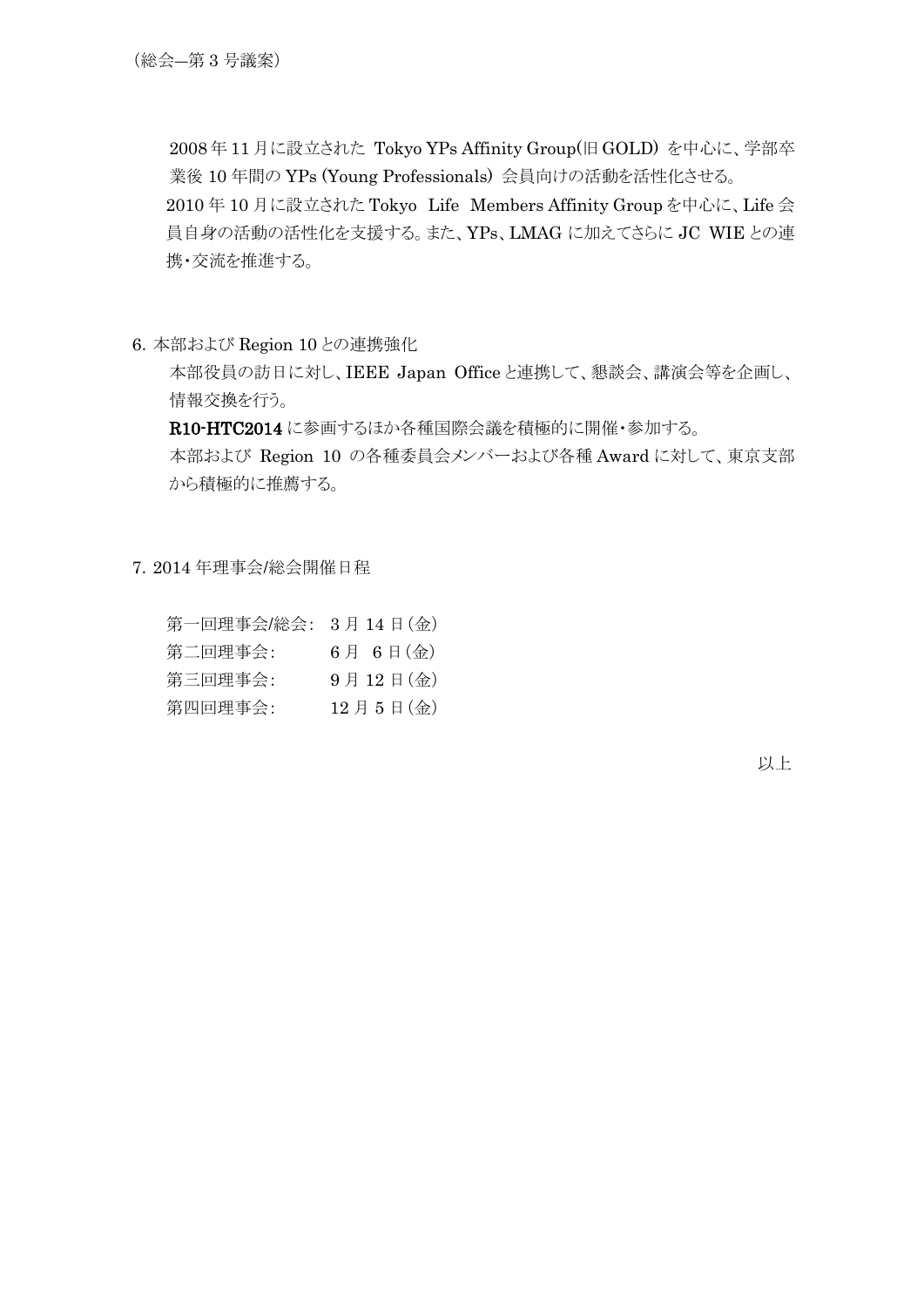（総会―第 3 号議案）

2008 年 11 月に設立された Tokyo YPs Affinity Group(旧 GOLD) を中心に、学部卒業後 10 年間の YPs (Young Professionals) 会員向けの活動を活性化させる。

2010 年 10 月に設立された Tokyo Life Members Affinity Group を中心に、Life 会員自身の活動の活性化を支援する。また、YPs、LMAG に加えてさらに JC WIE との連携・交流を推進する。

6. 本部および Region 10 との連携強化

本部役員の訪日に対し、IEEE Japan Office と連携して、懇談会、講演会等を企画し、情報交換を行う。

**R10-HTC2014** に参画するほか各種国際会議を積極的に開催・参加する。

本部および Region 10 の各種委員会メンバーおよび各種 Award に対して、東京支部から積極的に推薦する。

7. 2014 年理事会/総会開催日程

| | |
|---|---|
| 第一回理事会/総会: | 3 月 14 日(金) |
| 第二回理事会: | 6 月 6 日(金) |
| 第三回理事会: | 9 月 12 日(金) |
| 第四回理事会: | 12 月 5 日(金) |

以上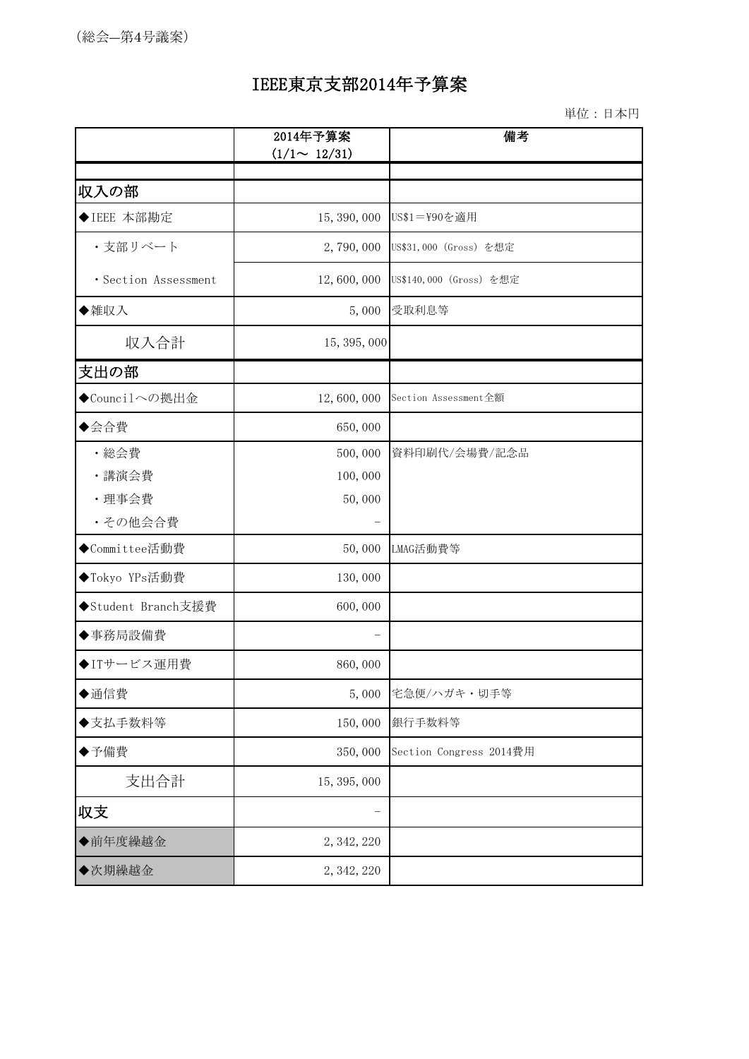(総会―第4号議案)

# IEEE東京支部2014年予算案

単位：日本円

| | 2014年予算案<br>(1/1～ 12/31) | 備考 |
|---|---|---|
| **収入の部** | | |
| ◆IEEE 本部勘定 | 15,390,000 | US$1＝¥90を適用 |
| ・支部リベート | 2,790,000 | US$31,000 (Gross) を想定 |
| ・Section Assessment | 12,600,000 | US$140,000 (Gross) を想定 |
| ◆雑収入 | 5,000 | 受取利息等 |
| 収入合計 | 15,395,000 | |
| **支出の部** | | |
| ◆Councilへの拠出金 | 12,600,000 | Section Assessment全額 |
| ◆会合費 | 650,000 | |
| ・総会費 | 500,000 | 資料印刷代/会場費/記念品 |
| ・講演会費 | 100,000 | |
| ・理事会費 | 50,000 | |
| ・その他会合費 | － | |
| ◆Committee活動費 | 50,000 | LMAG活動費等 |
| ◆Tokyo YPs活動費 | 130,000 | |
| ◆Student Branch支援費 | 600,000 | |
| ◆事務局設備費 | － | |
| ◆ITサービス運用費 | 860,000 | |
| ◆通信費 | 5,000 | 宅急便/ハガキ・切手等 |
| ◆支払手数料等 | 150,000 | 銀行手数料等 |
| ◆予備費 | 350,000 | Section Congress 2014費用 |
| 支出合計 | 15,395,000 | |
| **収支** | － | |
| ◆前年度繰越金 | 2,342,220 | |
| ◆次期繰越金 | 2,342,220 | |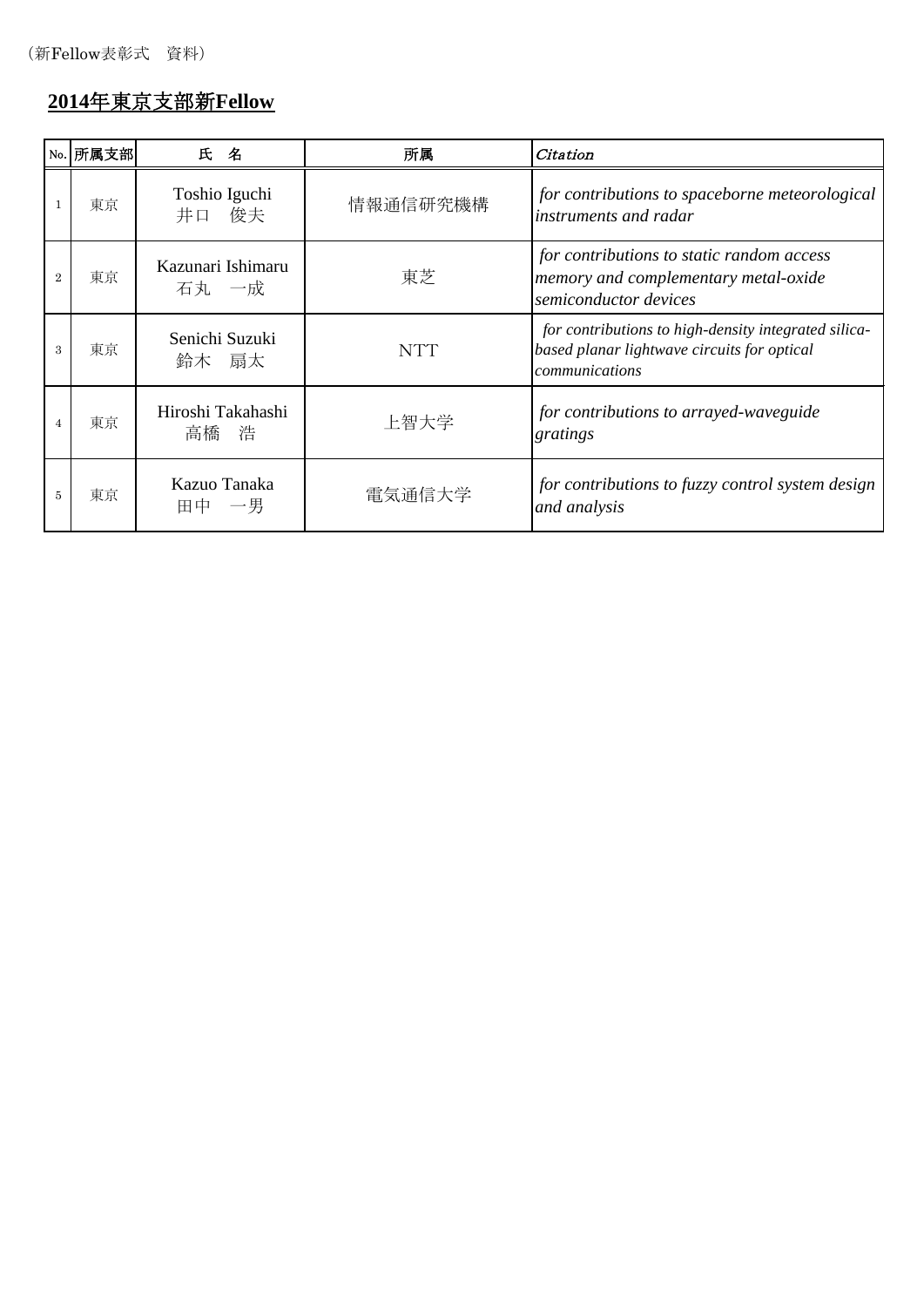（新Fellow表彰式　資料）

## 2014年東京支部新Fellow

| No. | 所属支部 | 氏　名 | 所属 | *Citation* |
|---|---|---|---|---|
| 1 | 東京 | Toshio Iguchi<br>井口　俊夫 | 情報通信研究機構 | *for contributions to spaceborne meteorological instruments and radar* |
| 2 | 東京 | Kazunari Ishimaru<br>石丸　一成 | 東芝 | *for contributions to static random access memory and complementary metal-oxide semiconductor devices* |
| 3 | 東京 | Senichi Suzuki<br>鈴木　扇太 | NTT | *for contributions to high-density integrated silica-based planar lightwave circuits for optical communications* |
| 4 | 東京 | Hiroshi Takahashi<br>高橋　浩 | 上智大学 | *for contributions to arrayed-waveguide gratings* |
| 5 | 東京 | Kazuo Tanaka<br>田中　一男 | 電気通信大学 | *for contributions to fuzzy control system design and analysis* |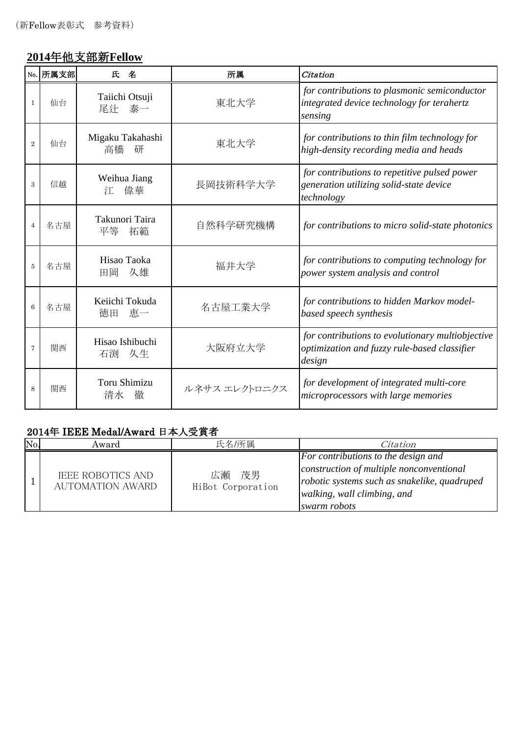（新Fellow表彰式　参考資料）

## 2014年他支部新Fellow

| No. | 所属支部 | 氏　名 | 所属 | *Citation* |
|---|---|---|---|---|
| 1 | 仙台 | Taiichi Otsuji<br>尾辻　泰一 | 東北大学 | *for contributions to plasmonic semiconductor integrated device technology for terahertz sensing* |
| 2 | 仙台 | Migaku Takahashi<br>高橋　研 | 東北大学 | *for contributions to thin film technology for high-density recording media and heads* |
| 3 | 信越 | Weihua Jiang<br>江　偉華 | 長岡技術科学大学 | *for contributions to repetitive pulsed power generation utilizing solid-state device technology* |
| 4 | 名古屋 | Takunori Taira<br>平等　拓範 | 自然科学研究機構 | *for contributions to micro solid-state photonics* |
| 5 | 名古屋 | Hisao Taoka<br>田岡　久雄 | 福井大学 | *for contributions to computing technology for power system analysis and control* |
| 6 | 名古屋 | Keiichi Tokuda<br>徳田　恵一 | 名古屋工業大学 | *for contributions to hidden Markov model-based speech synthesis* |
| 7 | 関西 | Hisao Ishibuchi<br>石渕　久生 | 大阪府立大学 | *for contributions to evolutionary multiobjective optimization and fuzzy rule-based classifier design* |
| 8 | 関西 | Toru Shimizu<br>清水　徹 | ルネサス エレクトロニクス | *for development of integrated multi-core microprocessors with large memories* |

## 2014年 IEEE Medal/Award 日本人受賞者

| No. | Award | 氏名/所属 | *Citation* |
|---|---|---|---|
| 1 | IEEE ROBOTICS AND AUTOMATION AWARD | 広瀬　茂男<br>HiBot Corporation | *For contributions to the design and construction of multiple nonconventional robotic systems such as snakelike, quadruped walking, wall climbing, and swarm robots* |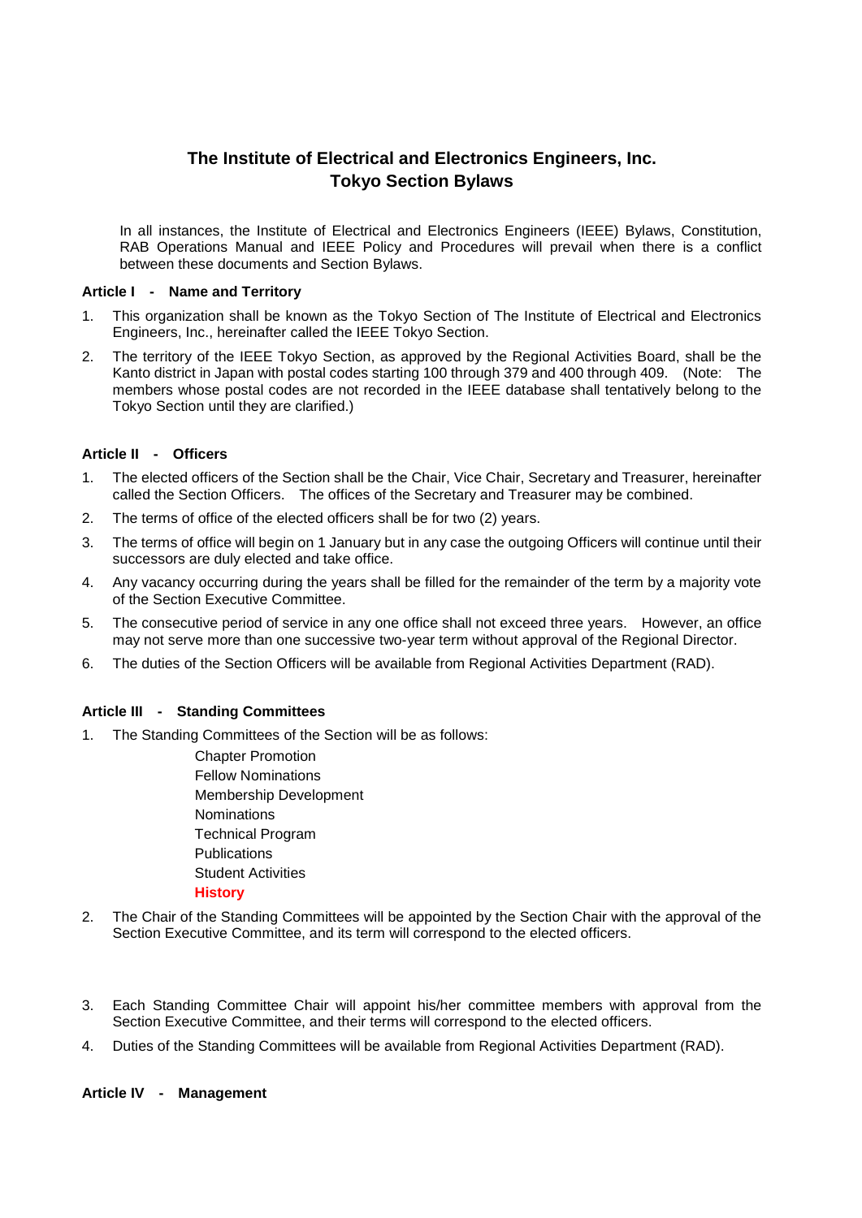# The Institute of Electrical and Electronics Engineers, Inc.
# Tokyo Section Bylaws

In all instances, the Institute of Electrical and Electronics Engineers (IEEE) Bylaws, Constitution, RAB Operations Manual and IEEE Policy and Procedures will prevail when there is a conflict between these documents and Section Bylaws.

**Article I - Name and Territory**

1. This organization shall be known as the Tokyo Section of The Institute of Electrical and Electronics Engineers, Inc., hereinafter called the IEEE Tokyo Section.
2. The territory of the IEEE Tokyo Section, as approved by the Regional Activities Board, shall be the Kanto district in Japan with postal codes starting 100 through 379 and 400 through 409. (Note: The members whose postal codes are not recorded in the IEEE database shall tentatively belong to the Tokyo Section until they are clarified.)

**Article II - Officers**

1. The elected officers of the Section shall be the Chair, Vice Chair, Secretary and Treasurer, hereinafter called the Section Officers. The offices of the Secretary and Treasurer may be combined.
2. The terms of office of the elected officers shall be for two (2) years.
3. The terms of office will begin on 1 January but in any case the outgoing Officers will continue until their successors are duly elected and take office.
4. Any vacancy occurring during the years shall be filled for the remainder of the term by a majority vote of the Section Executive Committee.
5. The consecutive period of service in any one office shall not exceed three years. However, an office may not serve more than one successive two-year term without approval of the Regional Director.
6. The duties of the Section Officers will be available from Regional Activities Department (RAD).

**Article III - Standing Committees**

1. The Standing Committees of the Section will be as follows:

   Chapter Promotion
   Fellow Nominations
   Membership Development
   Nominations
   Technical Program
   Publications
   Student Activities
   **History**

2. The Chair of the Standing Committees will be appointed by the Section Chair with the approval of the Section Executive Committee, and its term will correspond to the elected officers.
3. Each Standing Committee Chair will appoint his/her committee members with approval from the Section Executive Committee, and their terms will correspond to the elected officers.
4. Duties of the Standing Committees will be available from Regional Activities Department (RAD).

**Article IV - Management**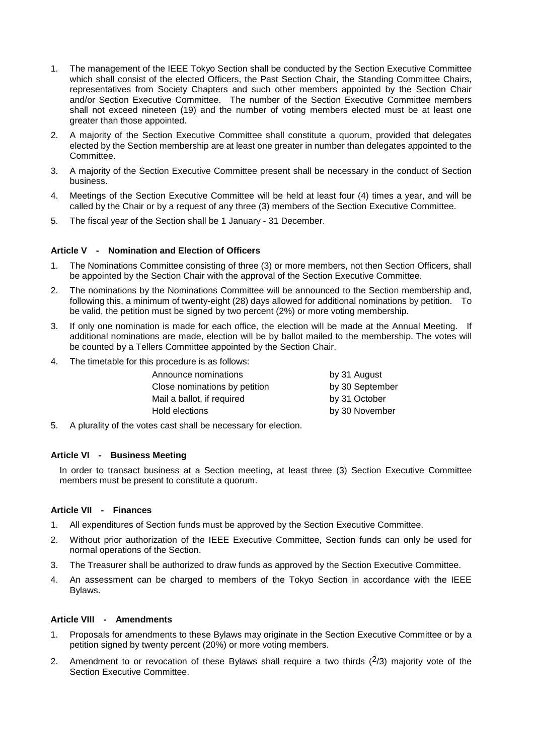1. The management of the IEEE Tokyo Section shall be conducted by the Section Executive Committee which shall consist of the elected Officers, the Past Section Chair, the Standing Committee Chairs, representatives from Society Chapters and such other members appointed by the Section Chair and/or Section Executive Committee. The number of the Section Executive Committee members shall not exceed nineteen (19) and the number of voting members elected must be at least one greater than those appointed.
2. A majority of the Section Executive Committee shall constitute a quorum, provided that delegates elected by the Section membership are at least one greater in number than delegates appointed to the Committee.
3. A majority of the Section Executive Committee present shall be necessary in the conduct of Section business.
4. Meetings of the Section Executive Committee will be held at least four (4) times a year, and will be called by the Chair or by a request of any three (3) members of the Section Executive Committee.
5. The fiscal year of the Section shall be 1 January - 31 December.

#### Article V - Nomination and Election of Officers

1. The Nominations Committee consisting of three (3) or more members, not then Section Officers, shall be appointed by the Section Chair with the approval of the Section Executive Committee.
2. The nominations by the Nominations Committee will be announced to the Section membership and, following this, a minimum of twenty-eight (28) days allowed for additional nominations by petition. To be valid, the petition must be signed by two percent (2%) or more voting membership.
3. If only one nomination is made for each office, the election will be made at the Annual Meeting. If additional nominations are made, election will be by ballot mailed to the membership. The votes will be counted by a Tellers Committee appointed by the Section Chair.
4. The timetable for this procedure is as follows:

| | |
|---|---|
| Announce nominations | by 31 August |
| Close nominations by petition | by 30 September |
| Mail a ballot, if required | by 31 October |
| Hold elections | by 30 November |

5. A plurality of the votes cast shall be necessary for election.

#### Article VI - Business Meeting

In order to transact business at a Section meeting, at least three (3) Section Executive Committee members must be present to constitute a quorum.

#### Article VII - Finances

1. All expenditures of Section funds must be approved by the Section Executive Committee.
2. Without prior authorization of the IEEE Executive Committee, Section funds can only be used for normal operations of the Section.
3. The Treasurer shall be authorized to draw funds as approved by the Section Executive Committee.
4. An assessment can be charged to members of the Tokyo Section in accordance with the IEEE Bylaws.

#### Article VIII - Amendments

1. Proposals for amendments to these Bylaws may originate in the Section Executive Committee or by a petition signed by twenty percent (20%) or more voting members.
2. Amendment to or revocation of these Bylaws shall require a two thirds ($^2/3$) majority vote of the Section Executive Committee.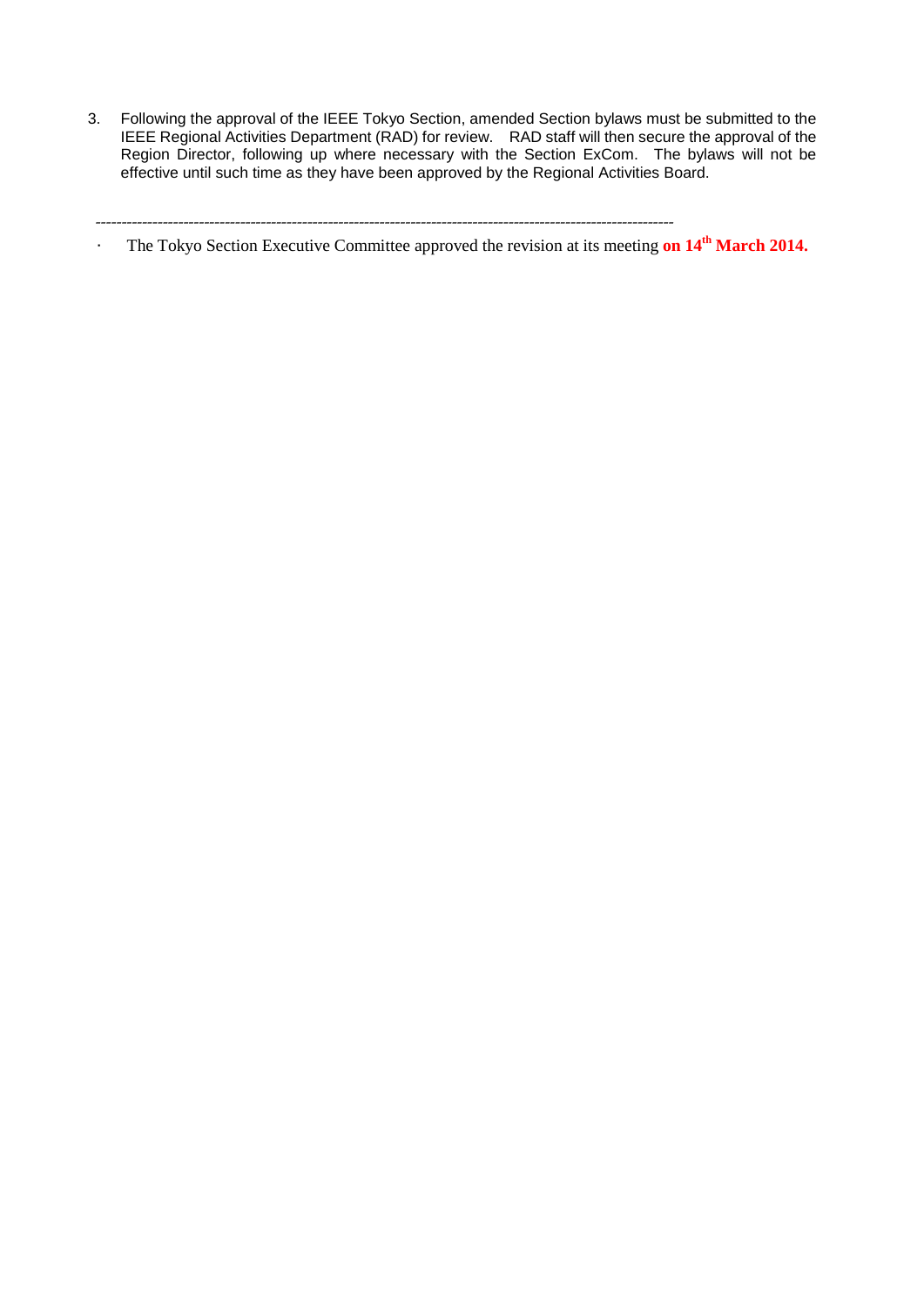3. Following the approval of the IEEE Tokyo Section, amended Section bylaws must be submitted to the IEEE Regional Activities Department (RAD) for review. RAD staff will then secure the approval of the Region Director, following up where necessary with the Section ExCom. The bylaws will not be effective until such time as they have been approved by the Regional Activities Board.

---

- The Tokyo Section Executive Committee approved the revision at its meeting **on 14th March 2014.**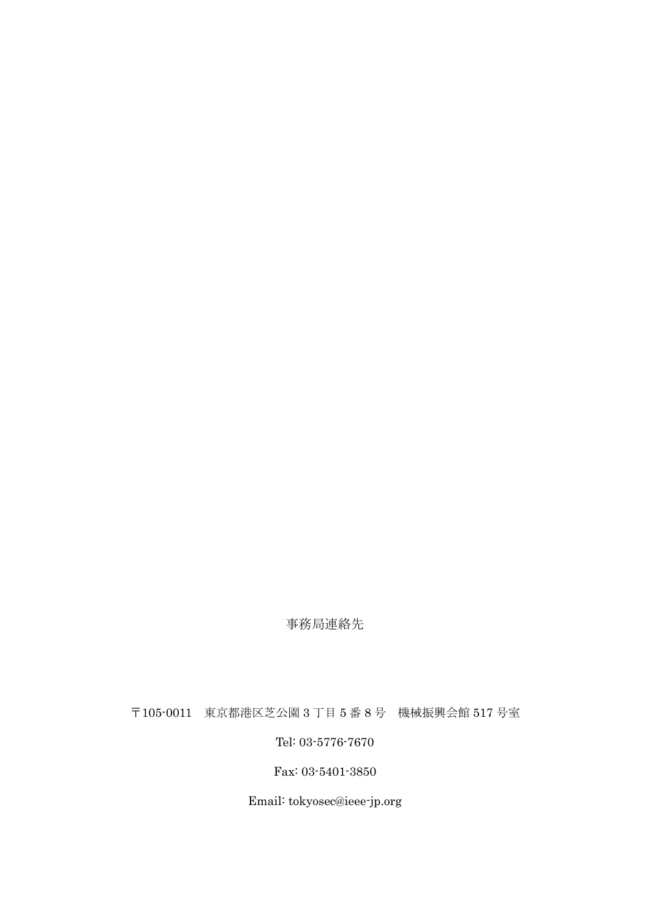事務局連絡先

〒105-0011　東京都港区芝公園 3 丁目 5 番 8 号　機械振興会館 517 号室

Tel: 03-5776-7670

Fax: 03-5401-3850

Email: tokyosec@ieee-jp.org